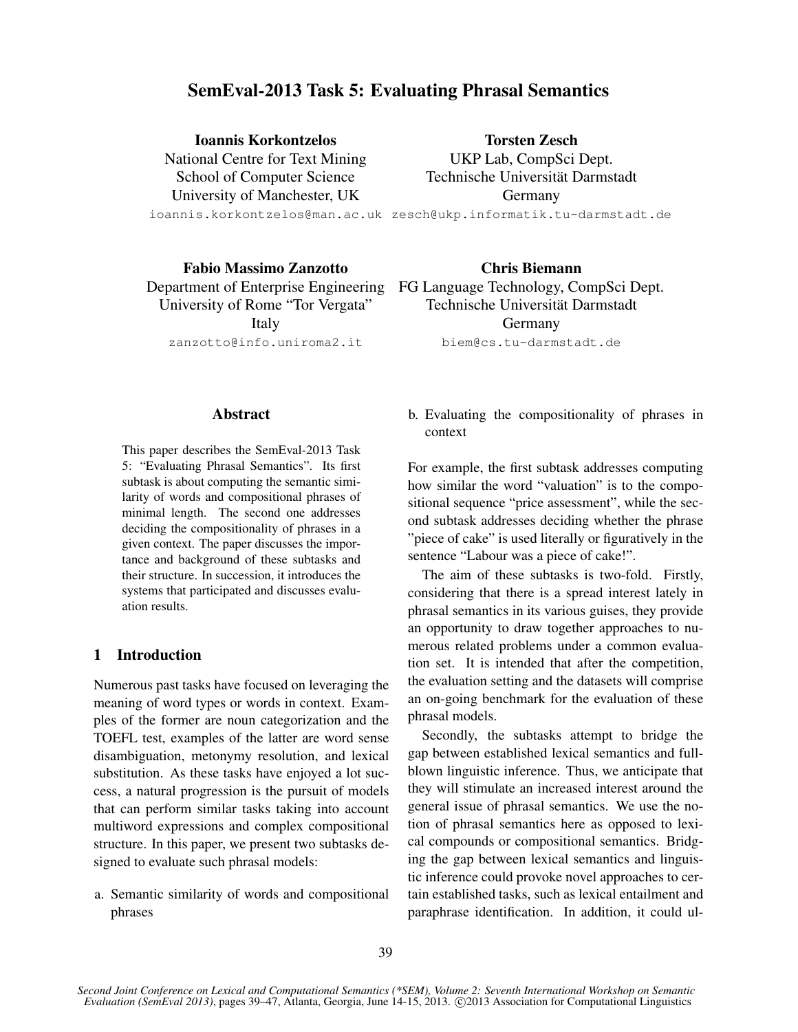# SemEval-2013 Task 5: Evaluating Phrasal Semantics

**Ioannis Korkontzelos**
National Centre for Text Mining
School of Computer Science
University of Manchester, UK
ioannis.korkontzelos@man.ac.uk

**Torsten Zesch**
UKP Lab, CompSci Dept.
Technische Universität Darmstadt
Germany
zesch@ukp.informatik.tu-darmstadt.de

**Fabio Massimo Zanzotto**
Department of Enterprise Engineering
University of Rome "Tor Vergata"
Italy
zanzotto@info.uniroma2.it

**Chris Biemann**
FG Language Technology, CompSci Dept.
Technische Universität Darmstadt
Germany
biem@cs.tu-darmstadt.de

## Abstract

This paper describes the SemEval-2013 Task 5: "Evaluating Phrasal Semantics". Its first subtask is about computing the semantic similarity of words and compositional phrases of minimal length. The second one addresses deciding the compositionality of phrases in a given context. The paper discusses the importance and background of these subtasks and their structure. In succession, it introduces the systems that participated and discusses evaluation results.

## 1 Introduction

Numerous past tasks have focused on leveraging the meaning of word types or words in context. Examples of the former are noun categorization and the TOEFL test, examples of the latter are word sense disambiguation, metonymy resolution, and lexical substitution. As these tasks have enjoyed a lot success, a natural progression is the pursuit of models that can perform similar tasks taking into account multiword expressions and complex compositional structure. In this paper, we present two subtasks designed to evaluate such phrasal models:

a. Semantic similarity of words and compositional phrases

b. Evaluating the compositionality of phrases in context

For example, the first subtask addresses computing how similar the word "valuation" is to the compositional sequence "price assessment", while the second subtask addresses deciding whether the phrase "piece of cake" is used literally or figuratively in the sentence "Labour was a piece of cake!".

The aim of these subtasks is two-fold. Firstly, considering that there is a spread interest lately in phrasal semantics in its various guises, they provide an opportunity to draw together approaches to numerous related problems under a common evaluation set. It is intended that after the competition, the evaluation setting and the datasets will comprise an on-going benchmark for the evaluation of these phrasal models.

Secondly, the subtasks attempt to bridge the gap between established lexical semantics and full-blown linguistic inference. Thus, we anticipate that they will stimulate an increased interest around the general issue of phrasal semantics. We use the notion of phrasal semantics here as opposed to lexical compounds or compositional semantics. Bridging the gap between lexical semantics and linguistic inference could provoke novel approaches to certain established tasks, such as lexical entailment and paraphrase identification. In addition, it could ul-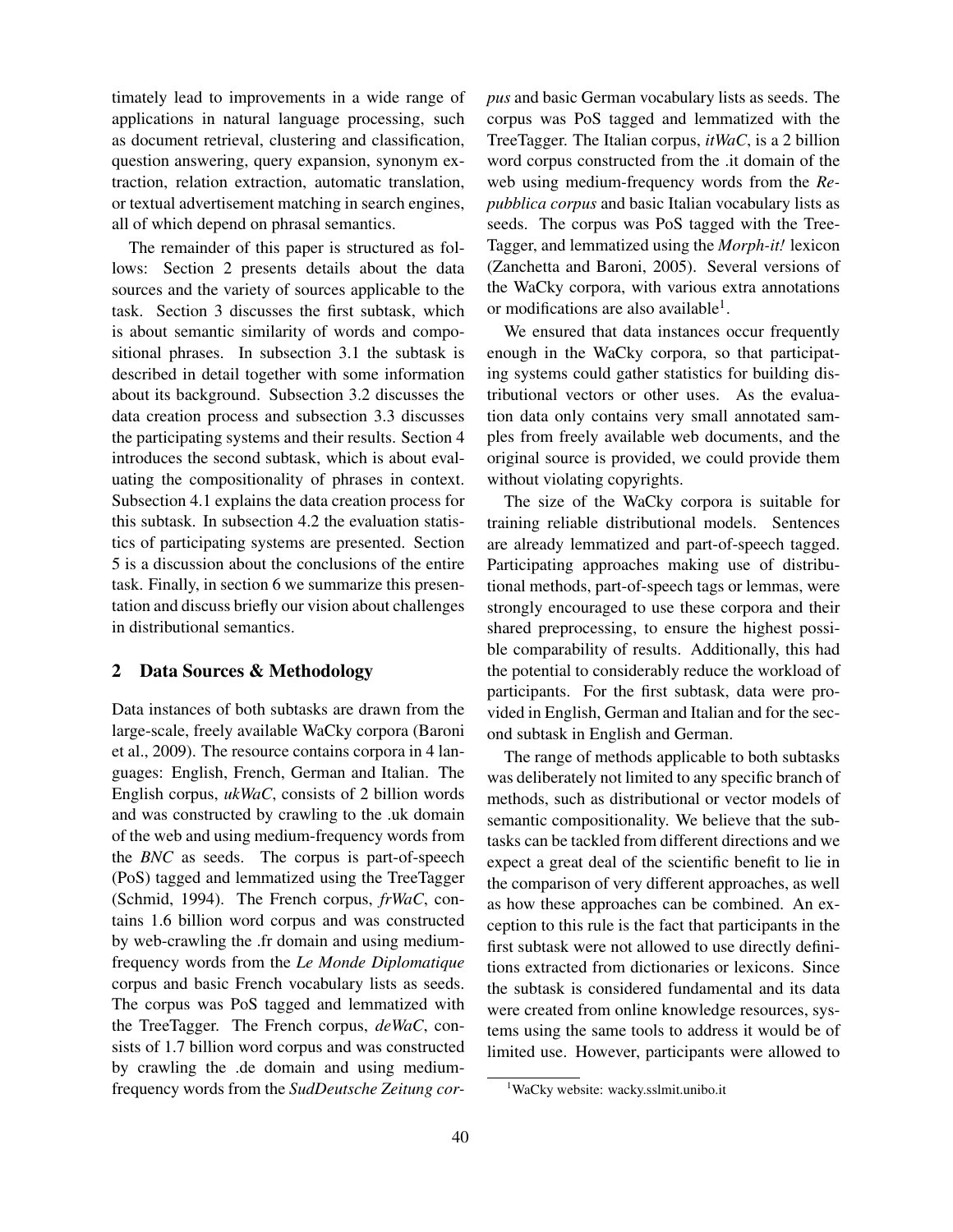timately lead to improvements in a wide range of applications in natural language processing, such as document retrieval, clustering and classification, question answering, query expansion, synonym extraction, relation extraction, automatic translation, or textual advertisement matching in search engines, all of which depend on phrasal semantics.

The remainder of this paper is structured as follows: Section 2 presents details about the data sources and the variety of sources applicable to the task. Section 3 discusses the first subtask, which is about semantic similarity of words and compositional phrases. In subsection 3.1 the subtask is described in detail together with some information about its background. Subsection 3.2 discusses the data creation process and subsection 3.3 discusses the participating systems and their results. Section 4 introduces the second subtask, which is about evaluating the compositionality of phrases in context. Subsection 4.1 explains the data creation process for this subtask. In subsection 4.2 the evaluation statistics of participating systems are presented. Section 5 is a discussion about the conclusions of the entire task. Finally, in section 6 we summarize this presentation and discuss briefly our vision about challenges in distributional semantics.

## 2 Data Sources & Methodology

Data instances of both subtasks are drawn from the large-scale, freely available WaCky corpora (Baroni et al., 2009). The resource contains corpora in 4 languages: English, French, German and Italian. The English corpus, *ukWaC*, consists of 2 billion words and was constructed by crawling to the .uk domain of the web and using medium-frequency words from the *BNC* as seeds. The corpus is part-of-speech (PoS) tagged and lemmatized using the TreeTagger (Schmid, 1994). The French corpus, *frWaC*, contains 1.6 billion word corpus and was constructed by web-crawling the .fr domain and using medium-frequency words from the *Le Monde Diplomatique* corpus and basic French vocabulary lists as seeds. The corpus was PoS tagged and lemmatized with the TreeTagger. The French corpus, *deWaC*, consists of 1.7 billion word corpus and was constructed by crawling the .de domain and using medium-frequency words from the *SudDeutsche Zeitung corpus* and basic German vocabulary lists as seeds. The corpus was PoS tagged and lemmatized with the TreeTagger. The Italian corpus, *itWaC*, is a 2 billion word corpus constructed from the .it domain of the web using medium-frequency words from the *Repubblica corpus* and basic Italian vocabulary lists as seeds. The corpus was PoS tagged with the TreeTagger, and lemmatized using the *Morph-it!* lexicon (Zanchetta and Baroni, 2005). Several versions of the WaCky corpora, with various extra annotations or modifications are also available[1].

We ensured that data instances occur frequently enough in the WaCky corpora, so that participating systems could gather statistics for building distributional vectors or other uses. As the evaluation data only contains very small annotated samples from freely available web documents, and the original source is provided, we could provide them without violating copyrights.

The size of the WaCky corpora is suitable for training reliable distributional models. Sentences are already lemmatized and part-of-speech tagged. Participating approaches making use of distributional methods, part-of-speech tags or lemmas, were strongly encouraged to use these corpora and their shared preprocessing, to ensure the highest possible comparability of results. Additionally, this had the potential to considerably reduce the workload of participants. For the first subtask, data were provided in English, German and Italian and for the second subtask in English and German.

The range of methods applicable to both subtasks was deliberately not limited to any specific branch of methods, such as distributional or vector models of semantic compositionality. We believe that the subtasks can be tackled from different directions and we expect a great deal of the scientific benefit to lie in the comparison of very different approaches, as well as how these approaches can be combined. An exception to this rule is the fact that participants in the first subtask were not allowed to use directly definitions extracted from dictionaries or lexicons. Since the subtask is considered fundamental and its data were created from online knowledge resources, systems using the same tools to address it would be of limited use. However, participants were allowed to

[1] WaCky website: wacky.sslmit.unibo.it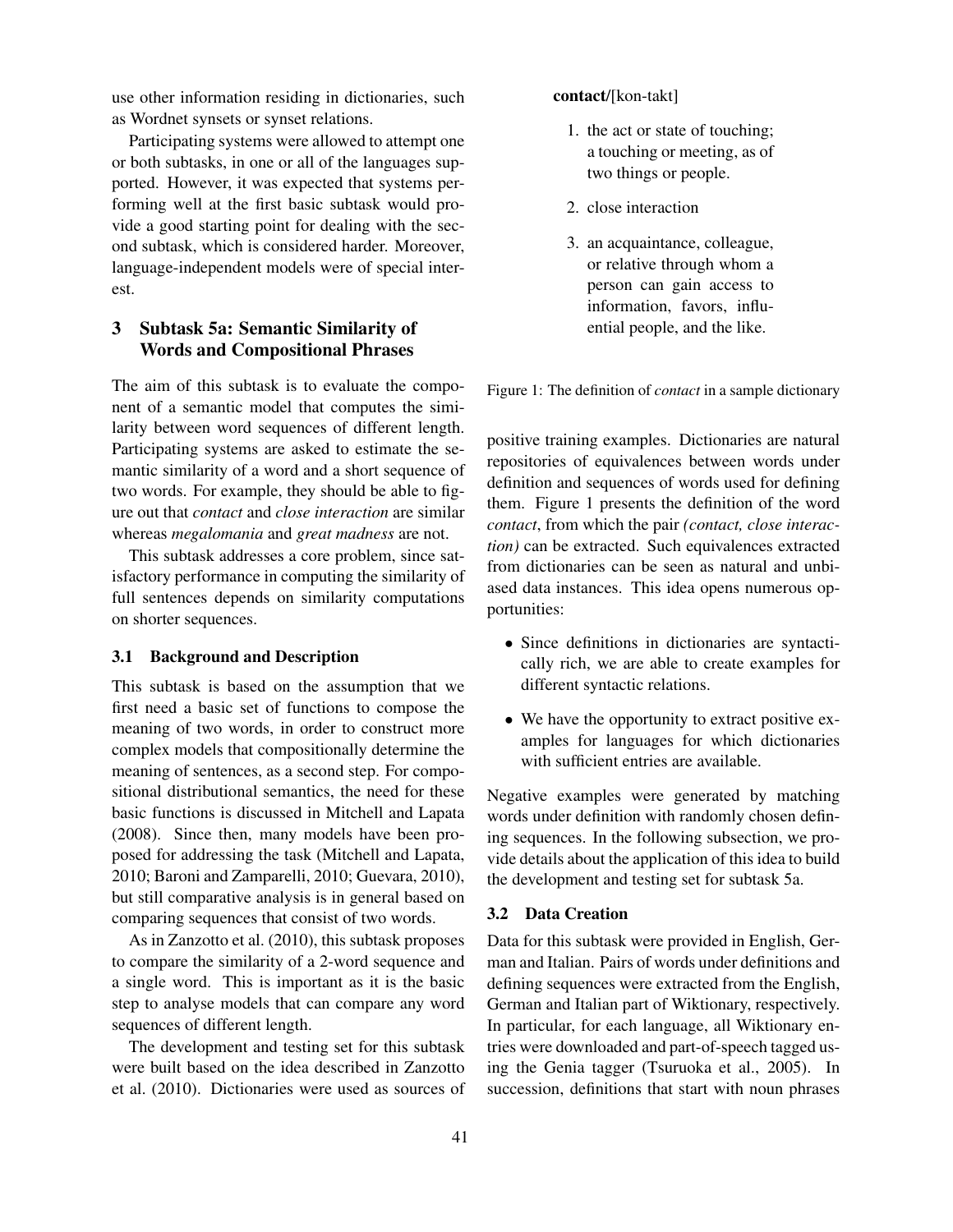use other information residing in dictionaries, such as Wordnet synsets or synset relations.

Participating systems were allowed to attempt one or both subtasks, in one or all of the languages supported. However, it was expected that systems performing well at the first basic subtask would provide a good starting point for dealing with the second subtask, which is considered harder. Moreover, language-independent models were of special interest.

## 3 Subtask 5a: Semantic Similarity of Words and Compositional Phrases

The aim of this subtask is to evaluate the component of a semantic model that computes the similarity between word sequences of different length. Participating systems are asked to estimate the semantic similarity of a word and a short sequence of two words. For example, they should be able to figure out that *contact* and *close interaction* are similar whereas *megalomania* and *great madness* are not.

This subtask addresses a core problem, since satisfactory performance in computing the similarity of full sentences depends on similarity computations on shorter sequences.

### 3.1 Background and Description

This subtask is based on the assumption that we first need a basic set of functions to compose the meaning of two words, in order to construct more complex models that compositionally determine the meaning of sentences, as a second step. For compositional distributional semantics, the need for these basic functions is discussed in Mitchell and Lapata (2008). Since then, many models have been proposed for addressing the task (Mitchell and Lapata, 2010; Baroni and Zamparelli, 2010; Guevara, 2010), but still comparative analysis is in general based on comparing sequences that consist of two words.

As in Zanzotto et al. (2010), this subtask proposes to compare the similarity of a 2-word sequence and a single word. This is important as it is the basic step to analyse models that can compare any word sequences of different length.

The development and testing set for this subtask were built based on the idea described in Zanzotto et al. (2010). Dictionaries were used as sources of positive training examples. Dictionaries are natural repositories of equivalences between words under definition and sequences of words used for defining them. Figure 1 presents the definition of the word *contact*, from which the pair *(contact, close interaction)* can be extracted. Such equivalences extracted from dictionaries can be seen as natural and unbiased data instances. This idea opens numerous opportunities:

**contact**/[kon-takt]

1. the act or state of touching; a touching or meeting, as of two things or people.
2. close interaction
3. an acquaintance, colleague, or relative through whom a person can gain access to information, favors, influential people, and the like.

Figure 1: The definition of *contact* in a sample dictionary

- Since definitions in dictionaries are syntactically rich, we are able to create examples for different syntactic relations.
- We have the opportunity to extract positive examples for languages for which dictionaries with sufficient entries are available.

Negative examples were generated by matching words under definition with randomly chosen defining sequences. In the following subsection, we provide details about the application of this idea to build the development and testing set for subtask 5a.

### 3.2 Data Creation

Data for this subtask were provided in English, German and Italian. Pairs of words under definitions and defining sequences were extracted from the English, German and Italian part of Wiktionary, respectively. In particular, for each language, all Wiktionary entries were downloaded and part-of-speech tagged using the Genia tagger (Tsuruoka et al., 2005). In succession, definitions that start with noun phrases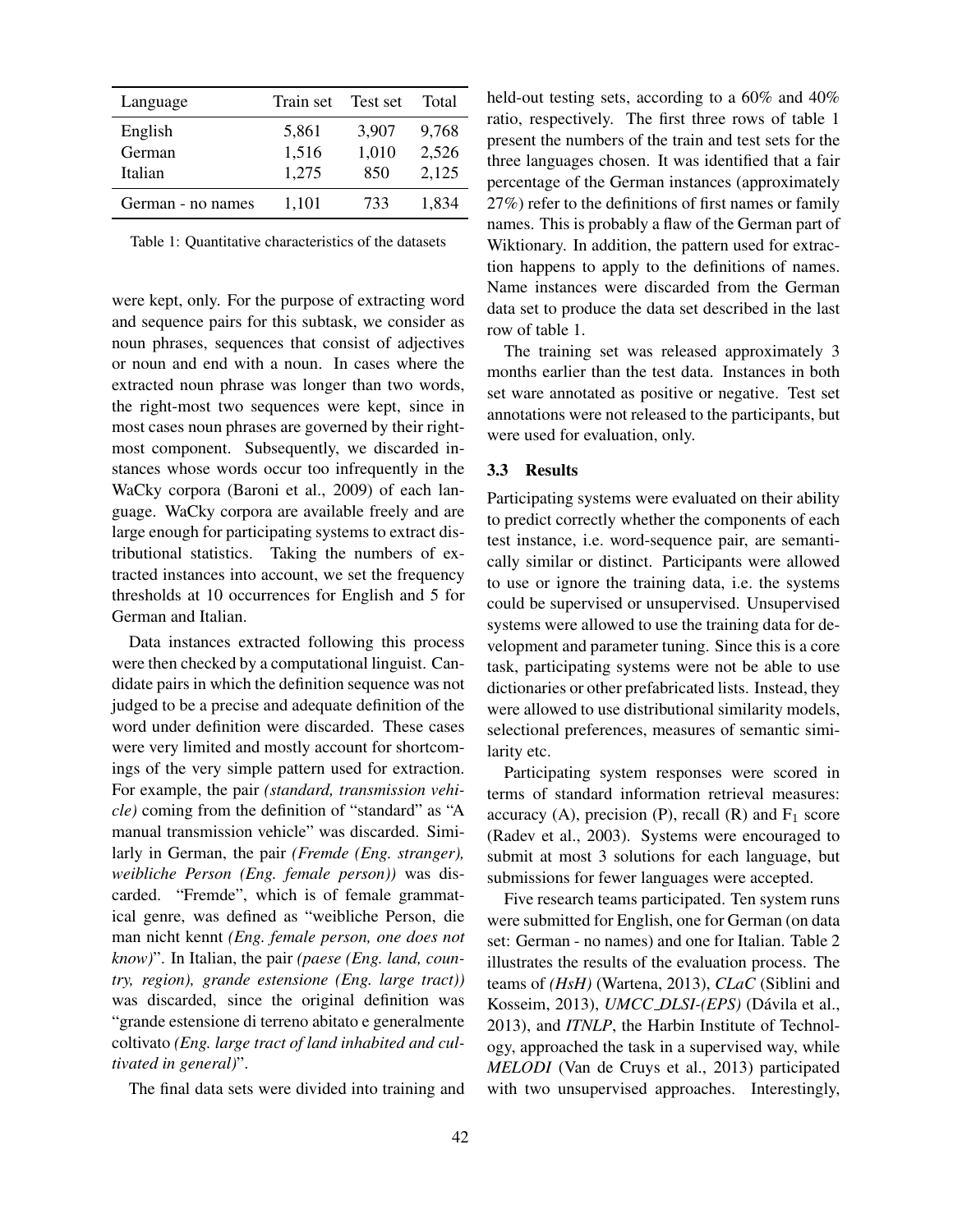| Language | Train set | Test set | Total |
|---|---|---|---|
| English | 5,861 | 3,907 | 9,768 |
| German | 1,516 | 1,010 | 2,526 |
| Italian | 1,275 | 850 | 2,125 |
| German - no names | 1,101 | 733 | 1,834 |

Table 1: Quantitative characteristics of the datasets

were kept, only. For the purpose of extracting word and sequence pairs for this subtask, we consider as noun phrases, sequences that consist of adjectives or noun and end with a noun. In cases where the extracted noun phrase was longer than two words, the right-most two sequences were kept, since in most cases noun phrases are governed by their right-most component. Subsequently, we discarded instances whose words occur too infrequently in the WaCky corpora (Baroni et al., 2009) of each language. WaCky corpora are available freely and are large enough for participating systems to extract distributional statistics. Taking the numbers of extracted instances into account, we set the frequency thresholds at 10 occurrences for English and 5 for German and Italian.

Data instances extracted following this process were then checked by a computational linguist. Candidate pairs in which the definition sequence was not judged to be a precise and adequate definition of the word under definition were discarded. These cases were very limited and mostly account for shortcomings of the very simple pattern used for extraction. For example, the pair *(standard, transmission vehicle)* coming from the definition of "standard" as "A manual transmission vehicle" was discarded. Similarly in German, the pair *(Fremde (Eng. stranger), weibliche Person (Eng. female person))* was discarded. "Fremde", which is of female grammatical genre, was defined as "weibliche Person, die man nicht kennt *(Eng. female person, one does not know)*". In Italian, the pair *(paese (Eng. land, country, region), grande estensione (Eng. large tract))* was discarded, since the original definition was "grande estensione di terreno abitato e generalmente coltivato *(Eng. large tract of land inhabited and cultivated in general)*".

The final data sets were divided into training and held-out testing sets, according to a 60% and 40% ratio, respectively. The first three rows of table 1 present the numbers of the train and test sets for the three languages chosen. It was identified that a fair percentage of the German instances (approximately 27%) refer to the definitions of first names or family names. This is probably a flaw of the German part of Wiktionary. In addition, the pattern used for extraction happens to apply to the definitions of names. Name instances were discarded from the German data set to produce the data set described in the last row of table 1.

The training set was released approximately 3 months earlier than the test data. Instances in both set ware annotated as positive or negative. Test set annotations were not released to the participants, but were used for evaluation, only.

### 3.3 Results

Participating systems were evaluated on their ability to predict correctly whether the components of each test instance, i.e. word-sequence pair, are semantically similar or distinct. Participants were allowed to use or ignore the training data, i.e. the systems could be supervised or unsupervised. Unsupervised systems were allowed to use the training data for development and parameter tuning. Since this is a core task, participating systems were not be able to use dictionaries or other prefabricated lists. Instead, they were allowed to use distributional similarity models, selectional preferences, measures of semantic similarity etc.

Participating system responses were scored in terms of standard information retrieval measures: accuracy (A), precision (P), recall (R) and $F_1$ score (Radev et al., 2003). Systems were encouraged to submit at most 3 solutions for each language, but submissions for fewer languages were accepted.

Five research teams participated. Ten system runs were submitted for English, one for German (on data set: German - no names) and one for Italian. Table 2 illustrates the results of the evaluation process. The teams of *(HsH)* (Wartena, 2013), *CLaC* (Siblini and Kosseim, 2013), *UMCC_DLSI-(EPS)* (Dávila et al., 2013), and *ITNLP*, the Harbin Institute of Technology, approached the task in a supervised way, while *MELODI* (Van de Cruys et al., 2013) participated with two unsupervised approaches. Interestingly,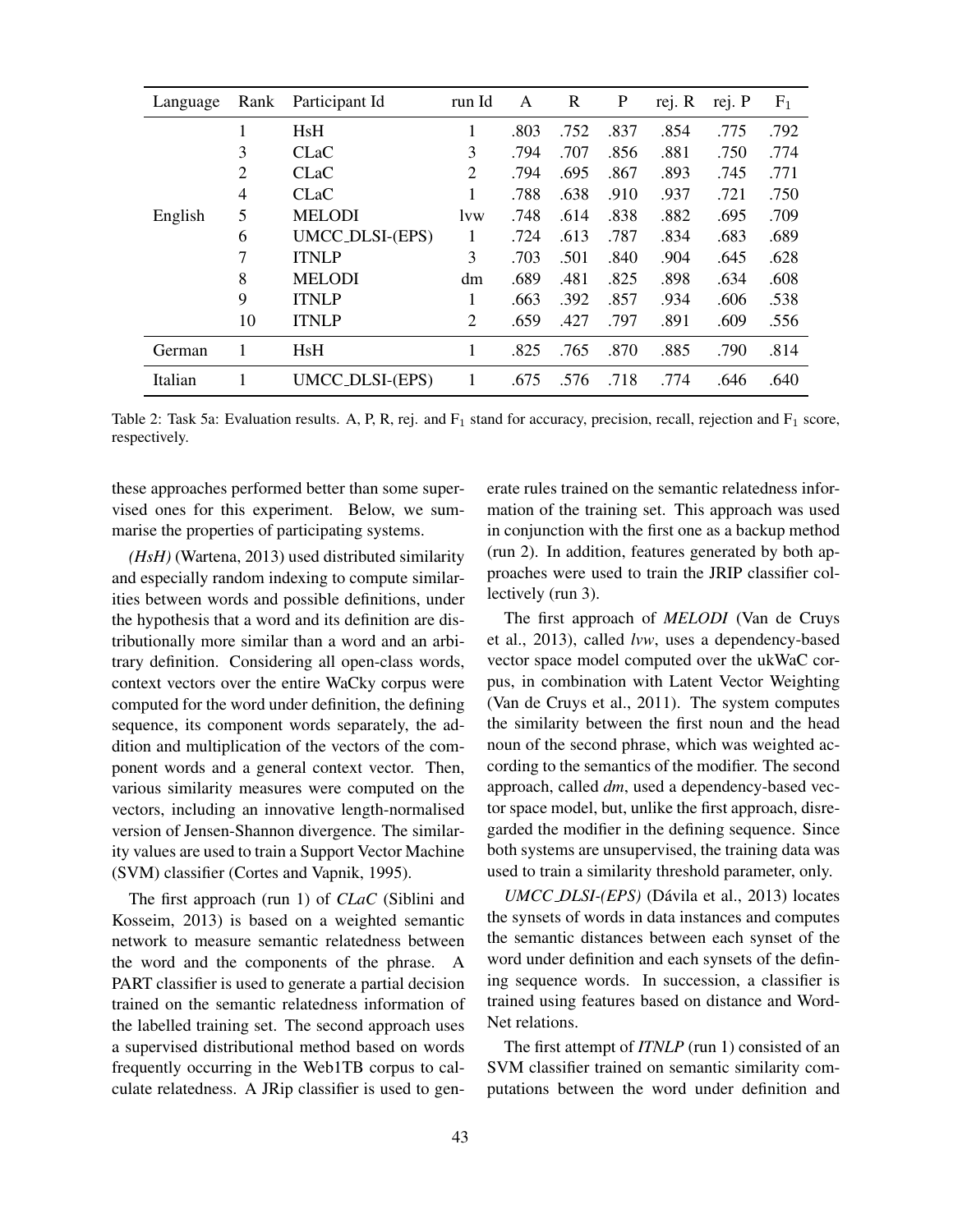| Language | Rank | Participant Id | run Id | A | R | P | rej. R | rej. P | $F_1$ |
|---|---|---|---|---|---|---|---|---|---|
| English | 1 | HsH | 1 | .803 | .752 | .837 | .854 | .775 | .792 |
| | 3 | CLaC | 3 | .794 | .707 | .856 | .881 | .750 | .774 |
| | 2 | CLaC | 2 | .794 | .695 | .867 | .893 | .745 | .771 |
| | 4 | CLaC | 1 | .788 | .638 | .910 | .937 | .721 | .750 |
| | 5 | MELODI | lvw | .748 | .614 | .838 | .882 | .695 | .709 |
| | 6 | UMCC_DLSI-(EPS) | 1 | .724 | .613 | .787 | .834 | .683 | .689 |
| | 7 | ITNLP | 3 | .703 | .501 | .840 | .904 | .645 | .628 |
| | 8 | MELODI | dm | .689 | .481 | .825 | .898 | .634 | .608 |
| | 9 | ITNLP | 1 | .663 | .392 | .857 | .934 | .606 | .538 |
| | 10 | ITNLP | 2 | .659 | .427 | .797 | .891 | .609 | .556 |
| German | 1 | HsH | 1 | .825 | .765 | .870 | .885 | .790 | .814 |
| Italian | 1 | UMCC_DLSI-(EPS) | 1 | .675 | .576 | .718 | .774 | .646 | .640 |

Table 2: Task 5a: Evaluation results. A, P, R, rej. and $F_1$ stand for accuracy, precision, recall, rejection and $F_1$ score, respectively.

these approaches performed better than some supervised ones for this experiment. Below, we summarise the properties of participating systems.

*(HsH)* (Wartena, 2013) used distributed similarity and especially random indexing to compute similarities between words and possible definitions, under the hypothesis that a word and its definition are distributionally more similar than a word and an arbitrary definition. Considering all open-class words, context vectors over the entire WaCky corpus were computed for the word under definition, the defining sequence, its component words separately, the addition and multiplication of the vectors of the component words and a general context vector. Then, various similarity measures were computed on the vectors, including an innovative length-normalised version of Jensen-Shannon divergence. The similarity values are used to train a Support Vector Machine (SVM) classifier (Cortes and Vapnik, 1995).

The first approach (run 1) of *CLaC* (Siblini and Kosseim, 2013) is based on a weighted semantic network to measure semantic relatedness between the word and the components of the phrase. A PART classifier is used to generate a partial decision trained on the semantic relatedness information of the labelled training set. The second approach uses a supervised distributional method based on words frequently occurring in the Web1TB corpus to calculate relatedness. A JRip classifier is used to generate rules trained on the semantic relatedness information of the training set. This approach was used in conjunction with the first one as a backup method (run 2). In addition, features generated by both approaches were used to train the JRIP classifier collectively (run 3).

The first approach of *MELODI* (Van de Cruys et al., 2013), called *lvw*, uses a dependency-based vector space model computed over the ukWaC corpus, in combination with Latent Vector Weighting (Van de Cruys et al., 2011). The system computes the similarity between the first noun and the head noun of the second phrase, which was weighted according to the semantics of the modifier. The second approach, called *dm*, used a dependency-based vector space model, but, unlike the first approach, disregarded the modifier in the defining sequence. Since both systems are unsupervised, the training data was used to train a similarity threshold parameter, only.

*UMCC_DLSI-(EPS)* (Dávila et al., 2013) locates the synsets of words in data instances and computes the semantic distances between each synset of the word under definition and each synsets of the defining sequence words. In succession, a classifier is trained using features based on distance and WordNet relations.

The first attempt of *ITNLP* (run 1) consisted of an SVM classifier trained on semantic similarity computations between the word under definition and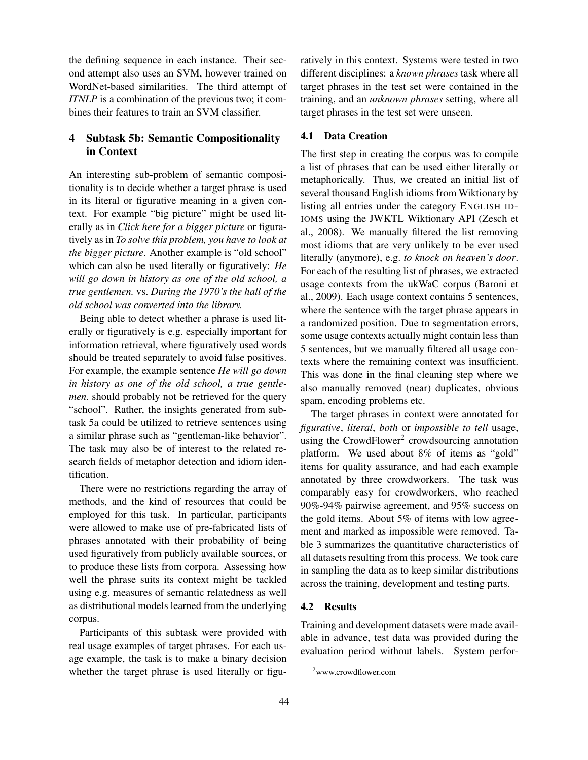the defining sequence in each instance. Their second attempt also uses an SVM, however trained on WordNet-based similarities. The third attempt of *ITNLP* is a combination of the previous two; it combines their features to train an SVM classifier.

## 4 Subtask 5b: Semantic Compositionality in Context

An interesting sub-problem of semantic compositionality is to decide whether a target phrase is used in its literal or figurative meaning in a given context. For example "big picture" might be used literally as in *Click here for a bigger picture* or figuratively as in *To solve this problem, you have to look at the bigger picture*. Another example is "old school" which can also be used literally or figuratively: *He will go down in history as one of the old school, a true gentlemen.* vs. *During the 1970's the hall of the old school was converted into the library.*

Being able to detect whether a phrase is used literally or figuratively is e.g. especially important for information retrieval, where figuratively used words should be treated separately to avoid false positives. For example, the example sentence *He will go down in history as one of the old school, a true gentlemen.* should probably not be retrieved for the query "school". Rather, the insights generated from subtask 5a could be utilized to retrieve sentences using a similar phrase such as "gentleman-like behavior". The task may also be of interest to the related research fields of metaphor detection and idiom identification.

There were no restrictions regarding the array of methods, and the kind of resources that could be employed for this task. In particular, participants were allowed to make use of pre-fabricated lists of phrases annotated with their probability of being used figuratively from publicly available sources, or to produce these lists from corpora. Assessing how well the phrase suits its context might be tackled using e.g. measures of semantic relatedness as well as distributional models learned from the underlying corpus.

Participants of this subtask were provided with real usage examples of target phrases. For each usage example, the task is to make a binary decision whether the target phrase is used literally or figuratively in this context. Systems were tested in two different disciplines: a *known phrases* task where all target phrases in the test set were contained in the training, and an *unknown phrases* setting, where all target phrases in the test set were unseen.

### 4.1 Data Creation

The first step in creating the corpus was to compile a list of phrases that can be used either literally or metaphorically. Thus, we created an initial list of several thousand English idioms from Wiktionary by listing all entries under the category ENGLISH IDIOMS using the JWKTL Wiktionary API (Zesch et al., 2008). We manually filtered the list removing most idioms that are very unlikely to be ever used literally (anymore), e.g. *to knock on heaven's door*. For each of the resulting list of phrases, we extracted usage contexts from the ukWaC corpus (Baroni et al., 2009). Each usage context contains 5 sentences, where the sentence with the target phrase appears in a randomized position. Due to segmentation errors, some usage contexts actually might contain less than 5 sentences, but we manually filtered all usage contexts where the remaining context was insufficient. This was done in the final cleaning step where we also manually removed (near) duplicates, obvious spam, encoding problems etc.

The target phrases in context were annotated for *figurative*, *literal*, *both* or *impossible to tell* usage, using the CrowdFlower[2] crowdsourcing annotation platform. We used about 8% of items as "gold" items for quality assurance, and had each example annotated by three crowdworkers. The task was comparably easy for crowdworkers, who reached 90%-94% pairwise agreement, and 95% success on the gold items. About 5% of items with low agreement and marked as impossible were removed. Table 3 summarizes the quantitative characteristics of all datasets resulting from this process. We took care in sampling the data as to keep similar distributions across the training, development and testing parts.

### 4.2 Results

Training and development datasets were made available in advance, test data was provided during the evaluation period without labels. System perfor-

[2] www.crowdflower.com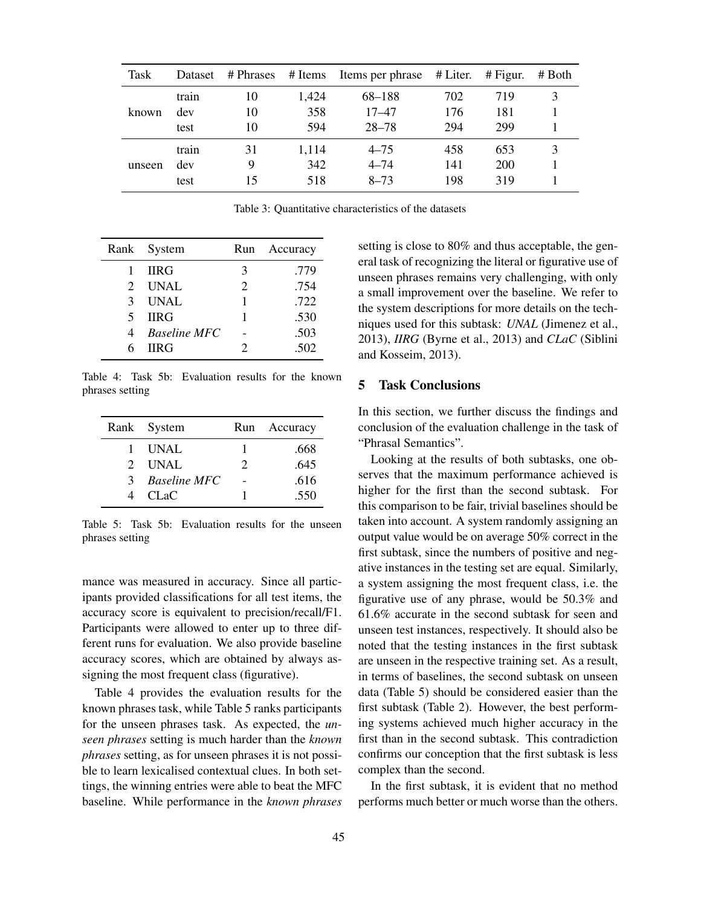| Task | Dataset | # Phrases | # Items | Items per phrase | # Liter. | # Figur. | # Both |
|---|---|---|---|---|---|---|---|
| known | train | 10 | 1,424 | 68–188 | 702 | 719 | 3 |
| | dev | 10 | 358 | 17–47 | 176 | 181 | 1 |
| | test | 10 | 594 | 28–78 | 294 | 299 | 1 |
| unseen | train | 31 | 1,114 | 4–75 | 458 | 653 | 3 |
| | dev | 9 | 342 | 4–74 | 141 | 200 | 1 |
| | test | 15 | 518 | 8–73 | 198 | 319 | 1 |

Table 3: Quantitative characteristics of the datasets

| Rank | System | Run | Accuracy |
|---|---|---|---|
| 1 | IIRG | 3 | .779 |
| 2 | UNAL | 2 | .754 |
| 3 | UNAL | 1 | .722 |
| 5 | IIRG | 1 | .530 |
| 4 | *Baseline MFC* | - | .503 |
| 6 | IIRG | 2 | .502 |

Table 4: Task 5b: Evaluation results for the known phrases setting

| Rank | System | Run | Accuracy |
|---|---|---|---|
| 1 | UNAL | 1 | .668 |
| 2 | UNAL | 2 | .645 |
| 3 | *Baseline MFC* | - | .616 |
| 4 | CLaC | 1 | .550 |

Table 5: Task 5b: Evaluation results for the unseen phrases setting

mance was measured in accuracy. Since all participants provided classifications for all test items, the accuracy score is equivalent to precision/recall/F1. Participants were allowed to enter up to three different runs for evaluation. We also provide baseline accuracy scores, which are obtained by always assigning the most frequent class (figurative).

Table 4 provides the evaluation results for the known phrases task, while Table 5 ranks participants for the unseen phrases task. As expected, the *unseen phrases* setting is much harder than the *known phrases* setting, as for unseen phrases it is not possible to learn lexicalised contextual clues. In both settings, the winning entries were able to beat the MFC baseline. While performance in the *known phrases* setting is close to 80% and thus acceptable, the general task of recognizing the literal or figurative use of unseen phrases remains very challenging, with only a small improvement over the baseline. We refer to the system descriptions for more details on the techniques used for this subtask: *UNAL* (Jimenez et al., 2013), *IIRG* (Byrne et al., 2013) and *CLaC* (Siblini and Kosseim, 2013).

## 5 Task Conclusions

In this section, we further discuss the findings and conclusion of the evaluation challenge in the task of "Phrasal Semantics".

Looking at the results of both subtasks, one observes that the maximum performance achieved is higher for the first than the second subtask. For this comparison to be fair, trivial baselines should be taken into account. A system randomly assigning an output value would be on average 50% correct in the first subtask, since the numbers of positive and negative instances in the testing set are equal. Similarly, a system assigning the most frequent class, i.e. the figurative use of any phrase, would be 50.3% and 61.6% accurate in the second subtask for seen and unseen test instances, respectively. It should also be noted that the testing instances in the first subtask are unseen in the respective training set. As a result, in terms of baselines, the second subtask on unseen data (Table 5) should be considered easier than the first subtask (Table 2). However, the best performing systems achieved much higher accuracy in the first than in the second subtask. This contradiction confirms our conception that the first subtask is less complex than the second.

In the first subtask, it is evident that no method performs much better or much worse than the others.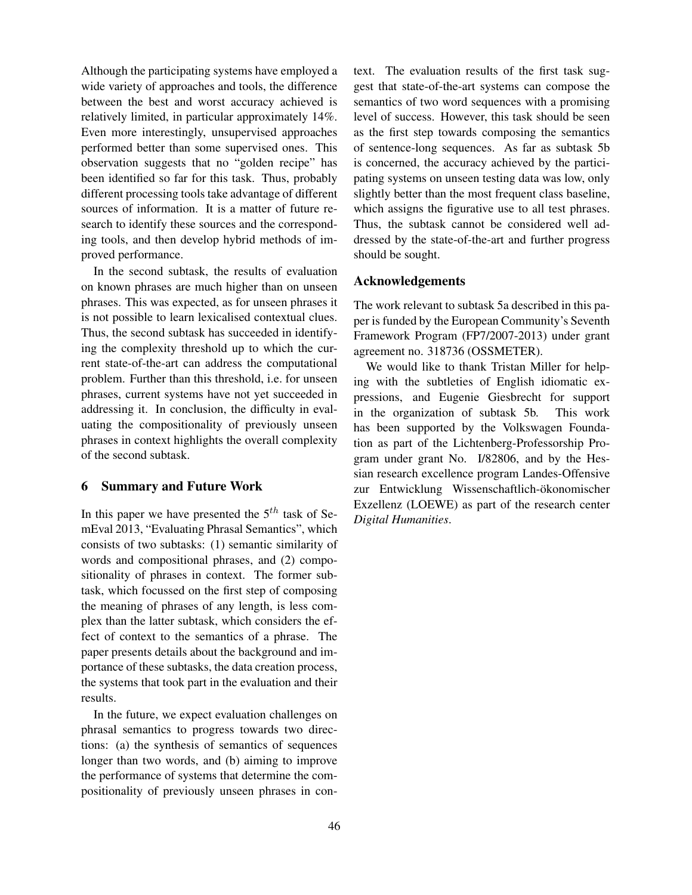Although the participating systems have employed a wide variety of approaches and tools, the difference between the best and worst accuracy achieved is relatively limited, in particular approximately 14%. Even more interestingly, unsupervised approaches performed better than some supervised ones. This observation suggests that no "golden recipe" has been identified so far for this task. Thus, probably different processing tools take advantage of different sources of information. It is a matter of future research to identify these sources and the corresponding tools, and then develop hybrid methods of improved performance.

In the second subtask, the results of evaluation on known phrases are much higher than on unseen phrases. This was expected, as for unseen phrases it is not possible to learn lexicalised contextual clues. Thus, the second subtask has succeeded in identifying the complexity threshold up to which the current state-of-the-art can address the computational problem. Further than this threshold, i.e. for unseen phrases, current systems have not yet succeeded in addressing it. In conclusion, the difficulty in evaluating the compositionality of previously unseen phrases in context highlights the overall complexity of the second subtask.

## 6 Summary and Future Work

In this paper we have presented the $5^{th}$ task of SemEval 2013, "Evaluating Phrasal Semantics", which consists of two subtasks: (1) semantic similarity of words and compositional phrases, and (2) compositionality of phrases in context. The former subtask, which focussed on the first step of composing the meaning of phrases of any length, is less complex than the latter subtask, which considers the effect of context to the semantics of a phrase. The paper presents details about the background and importance of these subtasks, the data creation process, the systems that took part in the evaluation and their results.

In the future, we expect evaluation challenges on phrasal semantics to progress towards two directions: (a) the synthesis of semantics of sequences longer than two words, and (b) aiming to improve the performance of systems that determine the compositionality of previously unseen phrases in context. The evaluation results of the first task suggest that state-of-the-art systems can compose the semantics of two word sequences with a promising level of success. However, this task should be seen as the first step towards composing the semantics of sentence-long sequences. As far as subtask 5b is concerned, the accuracy achieved by the participating systems on unseen testing data was low, only slightly better than the most frequent class baseline, which assigns the figurative use to all test phrases. Thus, the subtask cannot be considered well addressed by the state-of-the-art and further progress should be sought.

## Acknowledgements

The work relevant to subtask 5a described in this paper is funded by the European Community's Seventh Framework Program (FP7/2007-2013) under grant agreement no. 318736 (OSSMETER).

We would like to thank Tristan Miller for helping with the subtleties of English idiomatic expressions, and Eugenie Giesbrecht for support in the organization of subtask 5b. This work has been supported by the Volkswagen Foundation as part of the Lichtenberg-Professorship Program under grant No. I/82806, and by the Hessian research excellence program Landes-Offensive zur Entwicklung Wissenschaftlich-ökonomischer Exzellenz (LOEWE) as part of the research center *Digital Humanities*.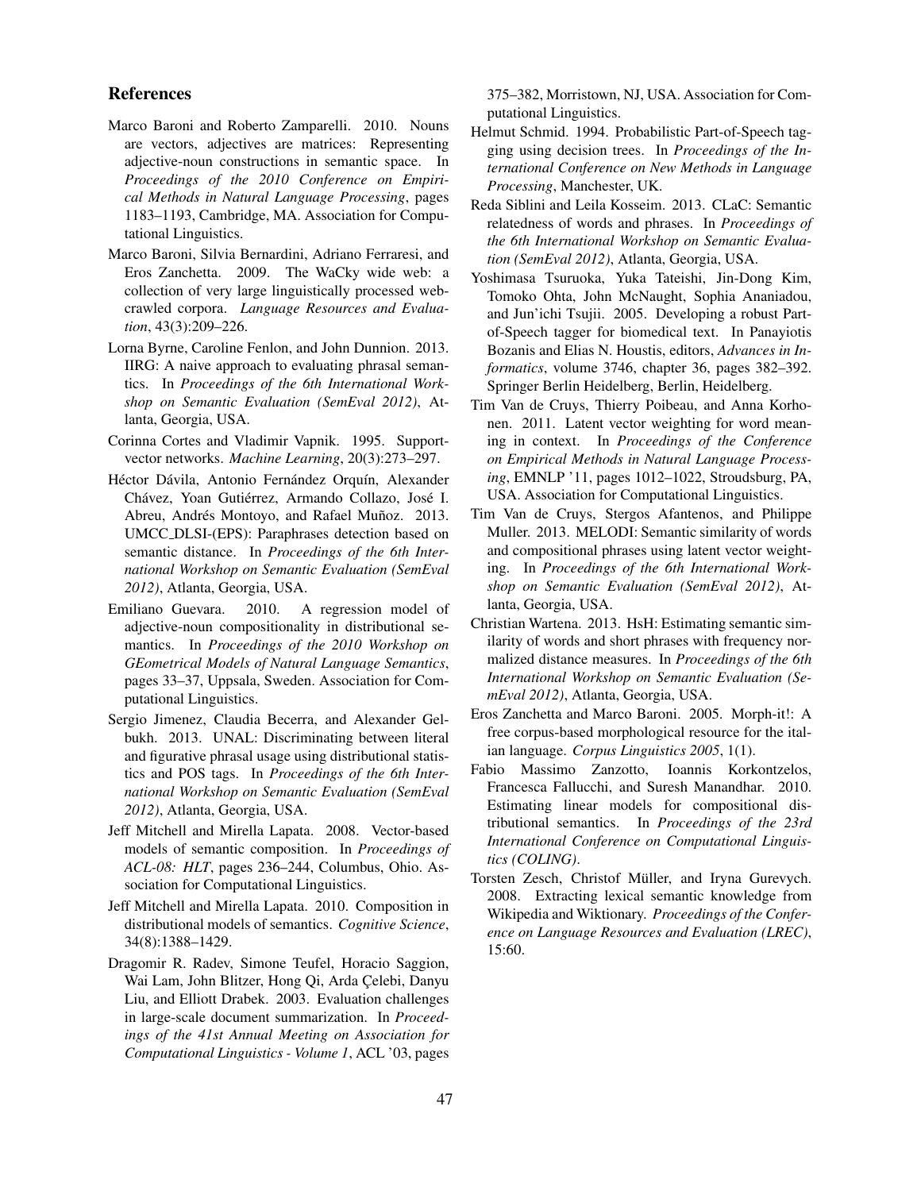## References

Marco Baroni and Roberto Zamparelli. 2010. Nouns are vectors, adjectives are matrices: Representing adjective-noun constructions in semantic space. In *Proceedings of the 2010 Conference on Empirical Methods in Natural Language Processing*, pages 1183–1193, Cambridge, MA. Association for Computational Linguistics.

Marco Baroni, Silvia Bernardini, Adriano Ferraresi, and Eros Zanchetta. 2009. The WaCky wide web: a collection of very large linguistically processed web-crawled corpora. *Language Resources and Evaluation*, 43(3):209–226.

Lorna Byrne, Caroline Fenlon, and John Dunnion. 2013. IIRG: A naive approach to evaluating phrasal semantics. In *Proceedings of the 6th International Workshop on Semantic Evaluation (SemEval 2012)*, Atlanta, Georgia, USA.

Corinna Cortes and Vladimir Vapnik. 1995. Support-vector networks. *Machine Learning*, 20(3):273–297.

Héctor Dávila, Antonio Fernández Orquín, Alexander Chávez, Yoan Gutiérrez, Armando Collazo, José I. Abreu, Andrés Montoyo, and Rafael Muñoz. 2013. UMCC_DLSI-(EPS): Paraphrases detection based on semantic distance. In *Proceedings of the 6th International Workshop on Semantic Evaluation (SemEval 2012)*, Atlanta, Georgia, USA.

Emiliano Guevara. 2010. A regression model of adjective-noun compositionality in distributional semantics. In *Proceedings of the 2010 Workshop on GEometrical Models of Natural Language Semantics*, pages 33–37, Uppsala, Sweden. Association for Computational Linguistics.

Sergio Jimenez, Claudia Becerra, and Alexander Gelbukh. 2013. UNAL: Discriminating between literal and figurative phrasal usage using distributional statistics and POS tags. In *Proceedings of the 6th International Workshop on Semantic Evaluation (SemEval 2012)*, Atlanta, Georgia, USA.

Jeff Mitchell and Mirella Lapata. 2008. Vector-based models of semantic composition. In *Proceedings of ACL-08: HLT*, pages 236–244, Columbus, Ohio. Association for Computational Linguistics.

Jeff Mitchell and Mirella Lapata. 2010. Composition in distributional models of semantics. *Cognitive Science*, 34(8):1388–1429.

Dragomir R. Radev, Simone Teufel, Horacio Saggion, Wai Lam, John Blitzer, Hong Qi, Arda Çelebi, Danyu Liu, and Elliott Drabek. 2003. Evaluation challenges in large-scale document summarization. In *Proceedings of the 41st Annual Meeting on Association for Computational Linguistics - Volume 1*, ACL '03, pages 375–382, Morristown, NJ, USA. Association for Computational Linguistics.

Helmut Schmid. 1994. Probabilistic Part-of-Speech tagging using decision trees. In *Proceedings of the International Conference on New Methods in Language Processing*, Manchester, UK.

Reda Siblini and Leila Kosseim. 2013. CLaC: Semantic relatedness of words and phrases. In *Proceedings of the 6th International Workshop on Semantic Evaluation (SemEval 2012)*, Atlanta, Georgia, USA.

Yoshimasa Tsuruoka, Yuka Tateishi, Jin-Dong Kim, Tomoko Ohta, John McNaught, Sophia Ananiadou, and Jun'ichi Tsujii. 2005. Developing a robust Part-of-Speech tagger for biomedical text. In Panayiotis Bozanis and Elias N. Houstis, editors, *Advances in Informatics*, volume 3746, chapter 36, pages 382–392. Springer Berlin Heidelberg, Berlin, Heidelberg.

Tim Van de Cruys, Thierry Poibeau, and Anna Korhonen. 2011. Latent vector weighting for word meaning in context. In *Proceedings of the Conference on Empirical Methods in Natural Language Processing*, EMNLP '11, pages 1012–1022, Stroudsburg, PA, USA. Association for Computational Linguistics.

Tim Van de Cruys, Stergos Afantenos, and Philippe Muller. 2013. MELODI: Semantic similarity of words and compositional phrases using latent vector weighting. In *Proceedings of the 6th International Workshop on Semantic Evaluation (SemEval 2012)*, Atlanta, Georgia, USA.

Christian Wartena. 2013. HsH: Estimating semantic similarity of words and short phrases with frequency normalized distance measures. In *Proceedings of the 6th International Workshop on Semantic Evaluation (SemEval 2012)*, Atlanta, Georgia, USA.

Eros Zanchetta and Marco Baroni. 2005. Morph-it!: A free corpus-based morphological resource for the italian language. *Corpus Linguistics 2005*, 1(1).

Fabio Massimo Zanzotto, Ioannis Korkontzelos, Francesca Fallucchi, and Suresh Manandhar. 2010. Estimating linear models for compositional distributional semantics. In *Proceedings of the 23rd International Conference on Computational Linguistics (COLING)*.

Torsten Zesch, Christof Müller, and Iryna Gurevych. 2008. Extracting lexical semantic knowledge from Wikipedia and Wiktionary. *Proceedings of the Conference on Language Resources and Evaluation (LREC)*, 15:60.